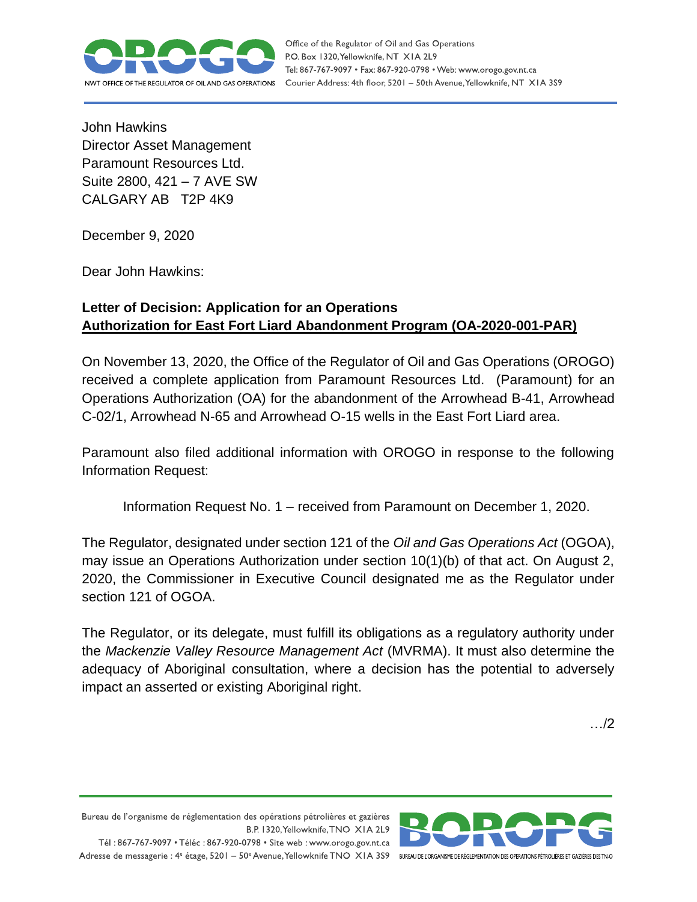John Hawkins
Director Asset Management
Paramount Resources Ltd.
Suite 2800, 421 – 7 AVE SW
CALGARY AB  T2P 4K9

December 9, 2020

Dear John Hawkins:

**Letter of Decision: Application for an Operations**
**<u>Authorization for East Fort Liard Abandonment Program (OA-2020-001-PAR)</u>**

On November 13, 2020, the Office of the Regulator of Oil and Gas Operations (OROGO) received a complete application from Paramount Resources Ltd. (Paramount) for an Operations Authorization (OA) for the abandonment of the Arrowhead B-41, Arrowhead C-02/1, Arrowhead N-65 and Arrowhead O-15 wells in the East Fort Liard area.

Paramount also filed additional information with OROGO in response to the following Information Request:

Information Request No. 1 – received from Paramount on December 1, 2020.

The Regulator, designated under section 121 of the *Oil and Gas Operations Act* (OGOA), may issue an Operations Authorization under section 10(1)(b) of that act. On August 2, 2020, the Commissioner in Executive Council designated me as the Regulator under section 121 of OGOA.

The Regulator, or its delegate, must fulfill its obligations as a regulatory authority under the *Mackenzie Valley Resource Management Act* (MVRMA). It must also determine the adequacy of Aboriginal consultation, where a decision has the potential to adversely impact an asserted or existing Aboriginal right.

…/2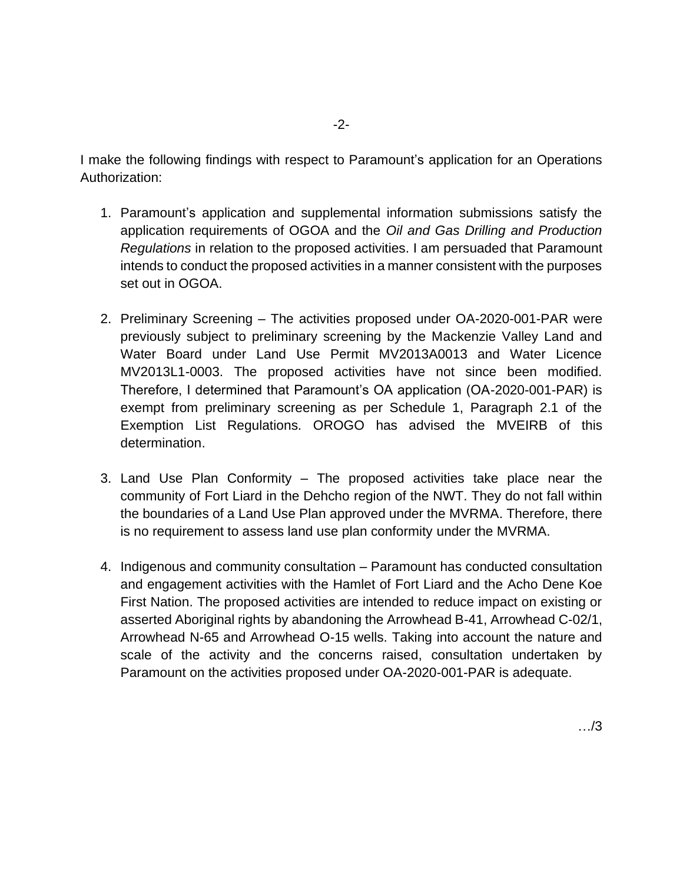I make the following findings with respect to Paramount's application for an Operations Authorization:

1. Paramount's application and supplemental information submissions satisfy the application requirements of OGOA and the *Oil and Gas Drilling and Production Regulations* in relation to the proposed activities. I am persuaded that Paramount intends to conduct the proposed activities in a manner consistent with the purposes set out in OGOA.

2. Preliminary Screening – The activities proposed under OA-2020-001-PAR were previously subject to preliminary screening by the Mackenzie Valley Land and Water Board under Land Use Permit MV2013A0013 and Water Licence MV2013L1-0003. The proposed activities have not since been modified. Therefore, I determined that Paramount's OA application (OA-2020-001-PAR) is exempt from preliminary screening as per Schedule 1, Paragraph 2.1 of the Exemption List Regulations. OROGO has advised the MVEIRB of this determination.

3. Land Use Plan Conformity – The proposed activities take place near the community of Fort Liard in the Dehcho region of the NWT. They do not fall within the boundaries of a Land Use Plan approved under the MVRMA. Therefore, there is no requirement to assess land use plan conformity under the MVRMA.

4. Indigenous and community consultation – Paramount has conducted consultation and engagement activities with the Hamlet of Fort Liard and the Acho Dene Koe First Nation. The proposed activities are intended to reduce impact on existing or asserted Aboriginal rights by abandoning the Arrowhead B-41, Arrowhead C-02/1, Arrowhead N-65 and Arrowhead O-15 wells. Taking into account the nature and scale of the activity and the concerns raised, consultation undertaken by Paramount on the activities proposed under OA-2020-001-PAR is adequate.

…/3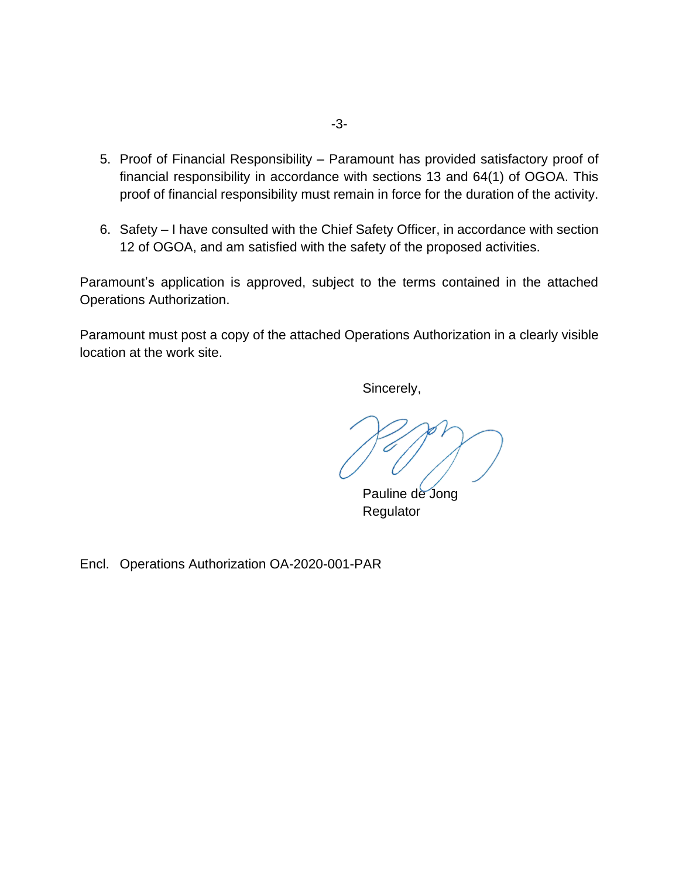5. Proof of Financial Responsibility – Paramount has provided satisfactory proof of financial responsibility in accordance with sections 13 and 64(1) of OGOA. This proof of financial responsibility must remain in force for the duration of the activity.

6. Safety – I have consulted with the Chief Safety Officer, in accordance with section 12 of OGOA, and am satisfied with the safety of the proposed activities.

Paramount's application is approved, subject to the terms contained in the attached Operations Authorization.

Paramount must post a copy of the attached Operations Authorization in a clearly visible location at the work site.

Sincerely,

Pauline de Jong
Regulator

Encl. Operations Authorization OA-2020-001-PAR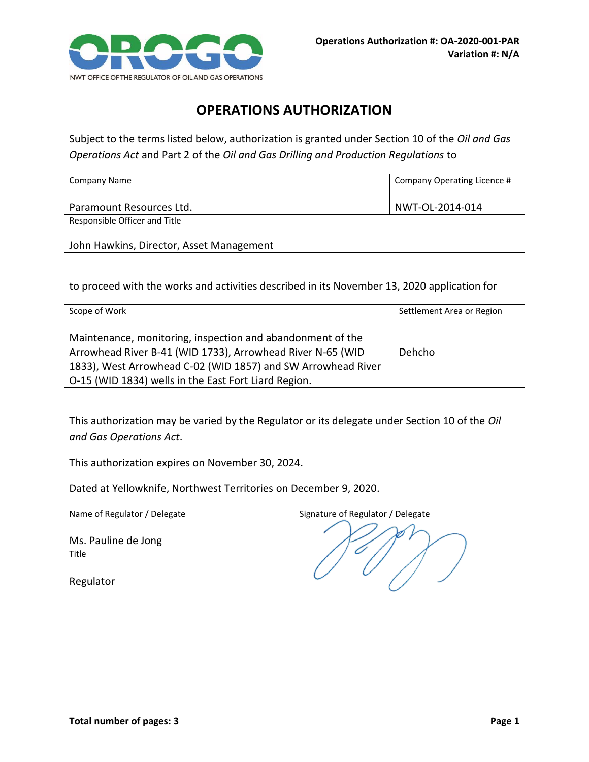Operations Authorization #: OA-2020-001-PAR
Variation #: N/A

# OPERATIONS AUTHORIZATION

Subject to the terms listed below, authorization is granted under Section 10 of the *Oil and Gas Operations Act* and Part 2 of the *Oil and Gas Drilling and Production Regulations* to

| Company Name | Company Operating Licence # |
|---|---|
| Paramount Resources Ltd. | NWT-OL-2014-014 |
| Responsible Officer and Title | |
| John Hawkins, Director, Asset Management | |

to proceed with the works and activities described in its November 13, 2020 application for

| Scope of Work | Settlement Area or Region |
|---|---|
| Maintenance, monitoring, inspection and abandonment of the Arrowhead River B-41 (WID 1733), Arrowhead River N-65 (WID 1833), West Arrowhead C-02 (WID 1857) and SW Arrowhead River O-15 (WID 1834) wells in the East Fort Liard Region. | Dehcho |

This authorization may be varied by the Regulator or its delegate under Section 10 of the *Oil and Gas Operations Act*.

This authorization expires on November 30, 2024.

Dated at Yellowknife, Northwest Territories on December 9, 2020.

| Name of Regulator / Delegate | Signature of Regulator / Delegate |
|---|---|
| Ms. Pauline de Jong | |
| Title | |
| Regulator | |

**Total number of pages: 3**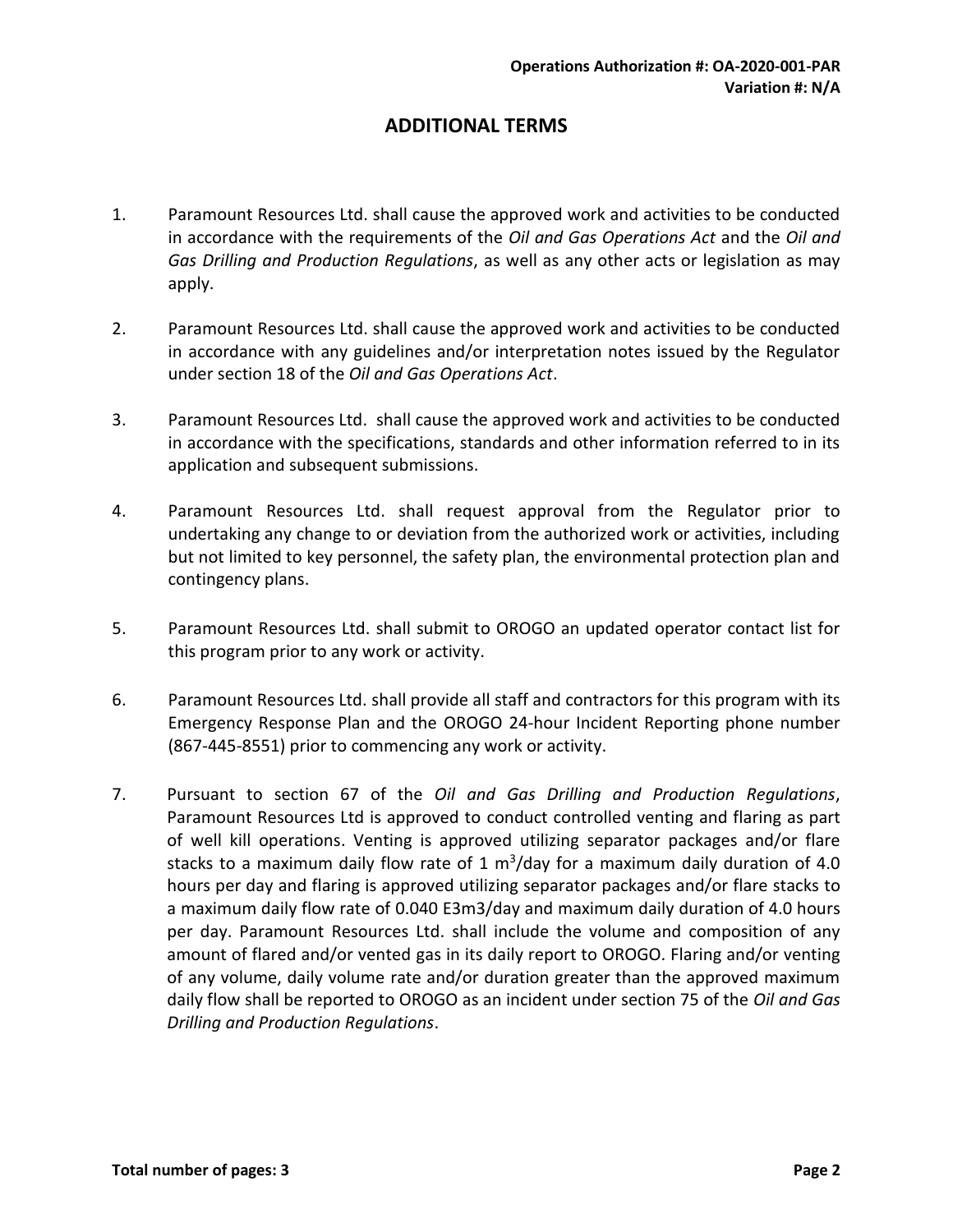**Operations Authorization #: OA-2020-001-PAR**
**Variation #: N/A**

# ADDITIONAL TERMS

1. Paramount Resources Ltd. shall cause the approved work and activities to be conducted in accordance with the requirements of the *Oil and Gas Operations Act* and the *Oil and Gas Drilling and Production Regulations*, as well as any other acts or legislation as may apply.

2. Paramount Resources Ltd. shall cause the approved work and activities to be conducted in accordance with any guidelines and/or interpretation notes issued by the Regulator under section 18 of the *Oil and Gas Operations Act*.

3. Paramount Resources Ltd. shall cause the approved work and activities to be conducted in accordance with the specifications, standards and other information referred to in its application and subsequent submissions.

4. Paramount Resources Ltd. shall request approval from the Regulator prior to undertaking any change to or deviation from the authorized work or activities, including but not limited to key personnel, the safety plan, the environmental protection plan and contingency plans.

5. Paramount Resources Ltd. shall submit to OROGO an updated operator contact list for this program prior to any work or activity.

6. Paramount Resources Ltd. shall provide all staff and contractors for this program with its Emergency Response Plan and the OROGO 24-hour Incident Reporting phone number (867-445-8551) prior to commencing any work or activity.

7. Pursuant to section 67 of the *Oil and Gas Drilling and Production Regulations*, Paramount Resources Ltd is approved to conduct controlled venting and flaring as part of well kill operations. Venting is approved utilizing separator packages and/or flare stacks to a maximum daily flow rate of 1 $m^3$/day for a maximum daily duration of 4.0 hours per day and flaring is approved utilizing separator packages and/or flare stacks to a maximum daily flow rate of 0.040 E3m3/day and maximum daily duration of 4.0 hours per day. Paramount Resources Ltd. shall include the volume and composition of any amount of flared and/or vented gas in its daily report to OROGO. Flaring and/or venting of any volume, daily volume rate and/or duration greater than the approved maximum daily flow shall be reported to OROGO as an incident under section 75 of the *Oil and Gas Drilling and Production Regulations*.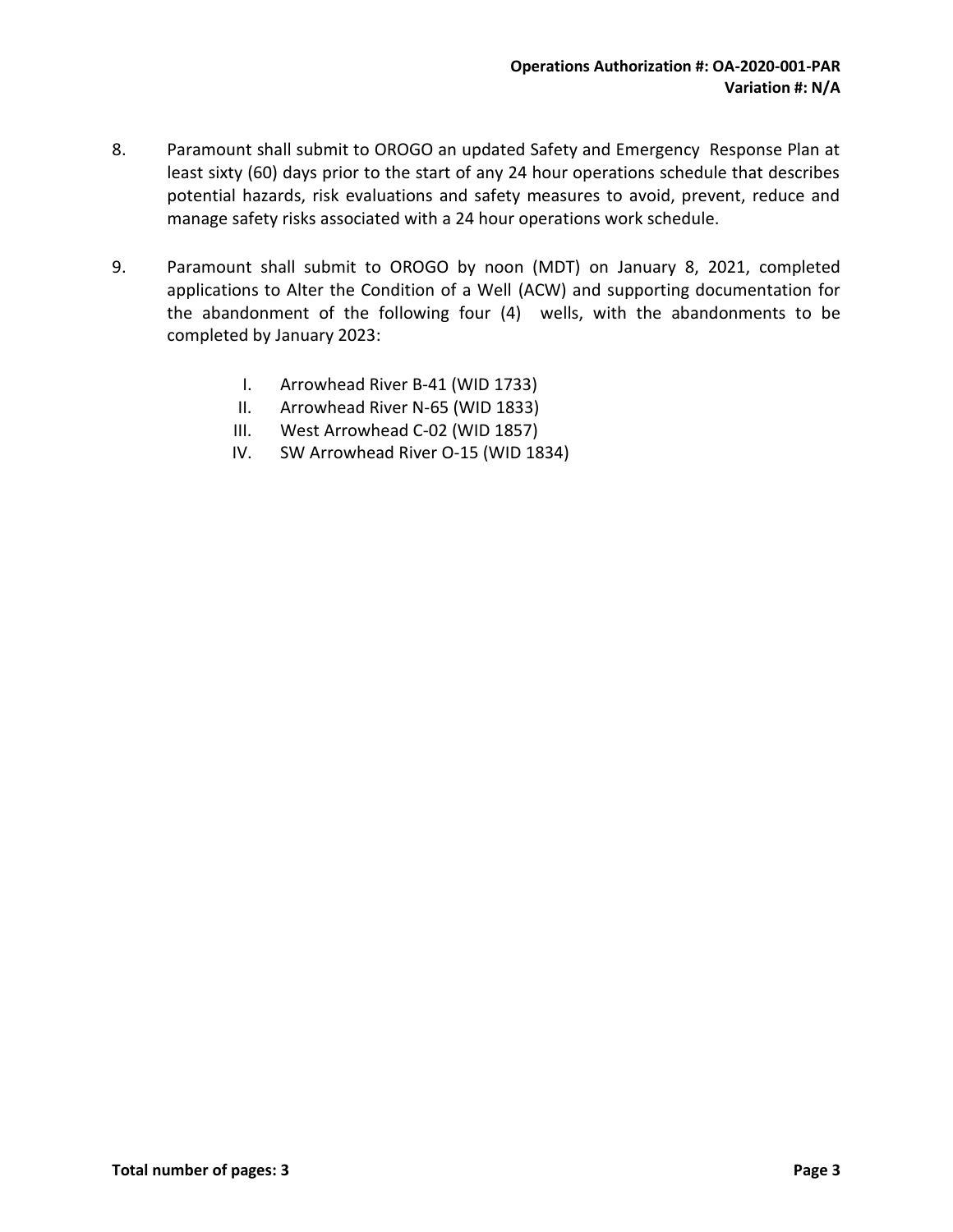8. Paramount shall submit to OROGO an updated Safety and Emergency Response Plan at least sixty (60) days prior to the start of any 24 hour operations schedule that describes potential hazards, risk evaluations and safety measures to avoid, prevent, reduce and manage safety risks associated with a 24 hour operations work schedule.

9. Paramount shall submit to OROGO by noon (MDT) on January 8, 2021, completed applications to Alter the Condition of a Well (ACW) and supporting documentation for the abandonment of the following four (4) wells, with the abandonments to be completed by January 2023:

    I. Arrowhead River B-41 (WID 1733)
    II. Arrowhead River N-65 (WID 1833)
    III. West Arrowhead C-02 (WID 1857)
    IV. SW Arrowhead River O-15 (WID 1834)